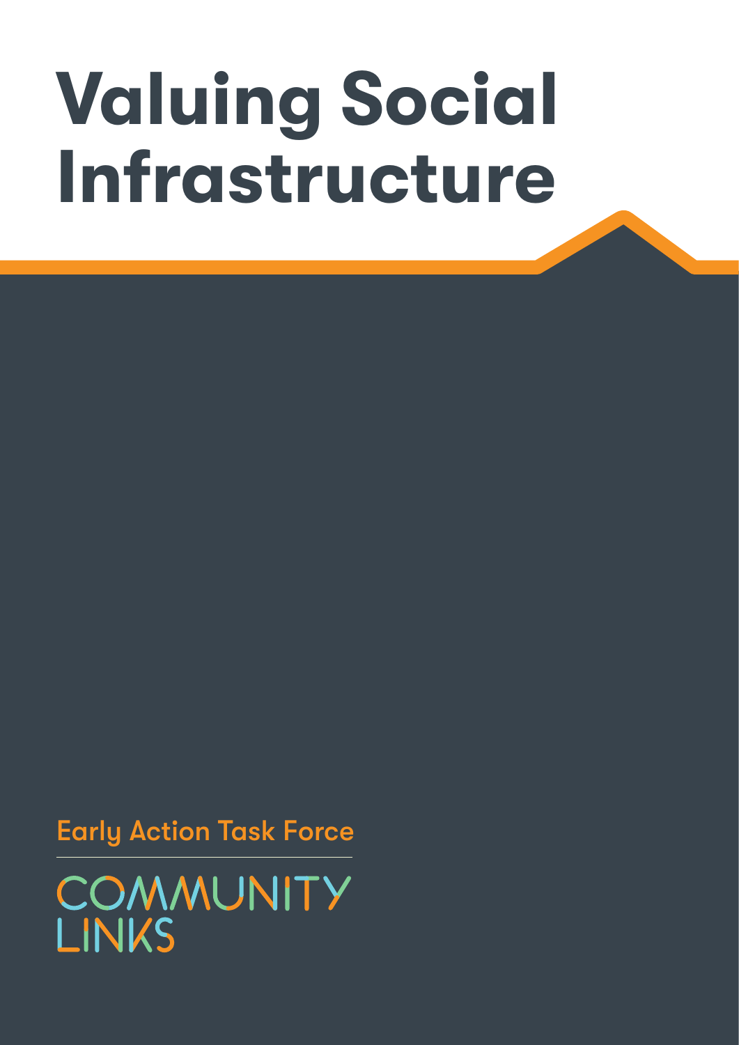# Valuing Social Infrastructure

Early Action Task Force

COMMUNITY LINKS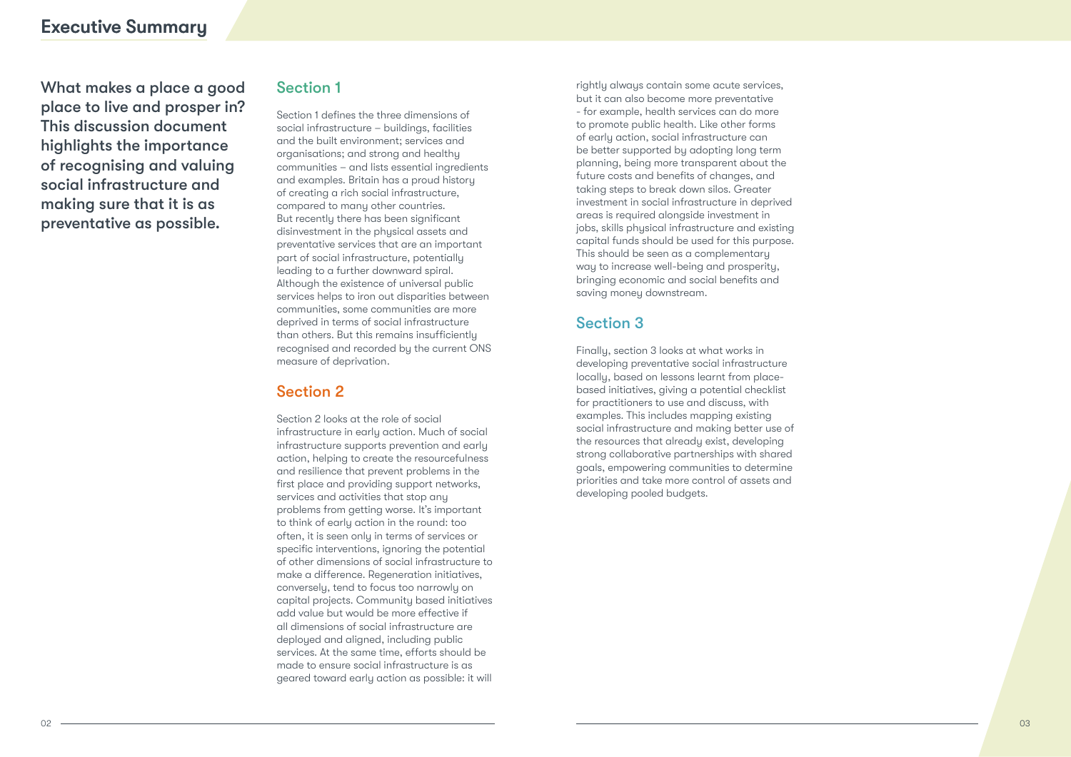# Executive Summary

**What makes a place a good place to live and prosper in? This discussion document highlights the importance of recognising and valuing social infrastructure and making sure that it is as preventative as possible.**

## Section 1

Section 1 defines the three dimensions of social infrastructure – buildings, facilities and the built environment; services and organisations; and strong and healthy communities – and lists essential ingredients and examples. Britain has a proud history of creating a rich social infrastructure, compared to many other countries. But recently there has been significant disinvestment in the physical assets and preventative services that are an important part of social infrastructure, potentially leading to a further downward spiral. Although the existence of universal public services helps to iron out disparities between communities, some communities are more deprived in terms of social infrastructure than others. But this remains insufficiently recognised and recorded by the current ONS measure of deprivation.

## Section 2

Section 2 looks at the role of social infrastructure in early action. Much of social infrastructure supports prevention and early action, helping to create the resourcefulness and resilience that prevent problems in the first place and providing support networks, services and activities that stop any problems from getting worse. It's important to think of early action in the round: too often, it is seen only in terms of services or specific interventions, ignoring the potential of other dimensions of social infrastructure to make a difference. Regeneration initiatives, conversely, tend to focus too narrowly on capital projects. Community based initiatives add value but would be more effective if all dimensions of social infrastructure are deployed and aligned, including public services. At the same time, efforts should be made to ensure social infrastructure is as geared toward early action as possible: it will rightly always contain some acute services, but it can also become more preventative - for example, health services can do more to promote public health. Like other forms of early action, social infrastructure can be better supported by adopting long term planning, being more transparent about the future costs and benefits of changes, and taking steps to break down silos. Greater investment in social infrastructure in deprived areas is required alongside investment in jobs, skills physical infrastructure and existing capital funds should be used for this purpose. This should be seen as a complementary way to increase well-being and prosperity, bringing economic and social benefits and saving money downstream.

## Section 3

Finally, section 3 looks at what works in developing preventative social infrastructure locally, based on lessons learnt from place-based initiatives, giving a potential checklist for practitioners to use and discuss, with examples. This includes mapping existing social infrastructure and making better use of the resources that already exist, developing strong collaborative partnerships with shared goals, empowering communities to determine priorities and take more control of assets and developing pooled budgets.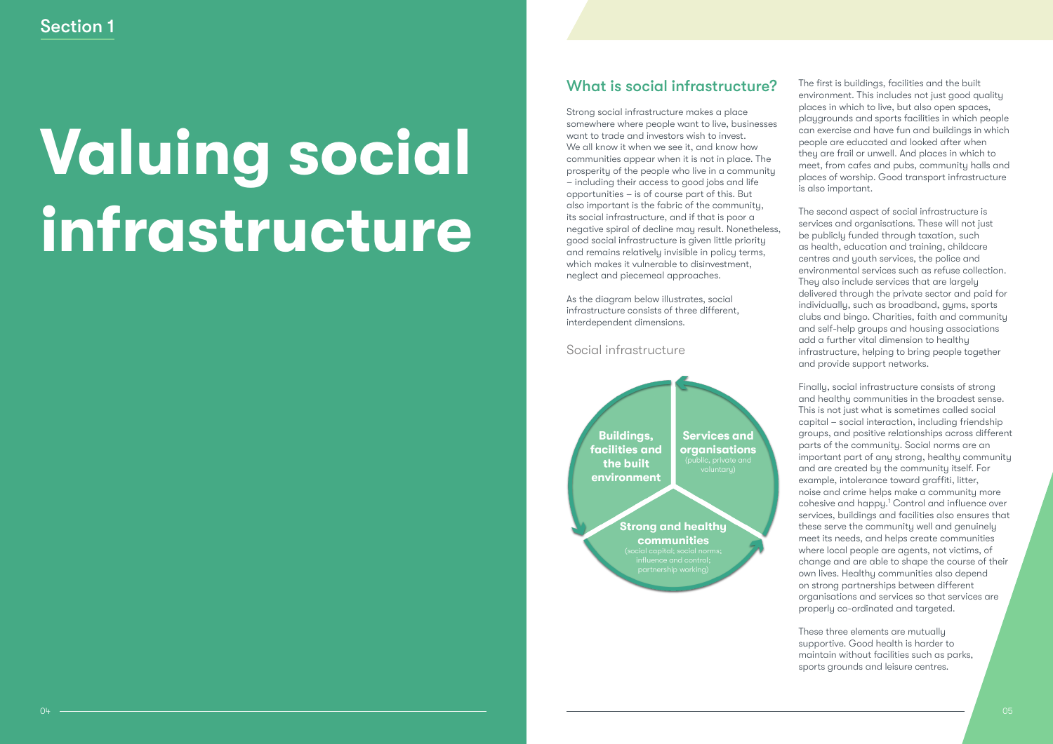Section 1

# Valuing social infrastructure

## What is social infrastructure?

Strong social infrastructure makes a place somewhere where people want to live, businesses want to trade and investors wish to invest. We all know it when we see it, and know how communities appear when it is not in place. The prosperity of the people who live in a community – including their access to good jobs and life opportunities – is of course part of this. But also important is the fabric of the community, its social infrastructure, and if that is poor a negative spiral of decline may result. Nonetheless, good social infrastructure is given little priority and remains relatively invisible in policy terms, which makes it vulnerable to disinvestment, neglect and piecemeal approaches.

As the diagram below illustrates, social infrastructure consists of three different, interdependent dimensions.

Social infrastructure

**Buildings, facilities and the built environment**

**Services and organisations** (public, private and voluntary)

**Strong and healthy communities** (social capital; social norms; influence and control; partnership working)

The first is buildings, facilities and the built environment. This includes not just good quality places in which to live, but also open spaces, playgrounds and sports facilities in which people can exercise and have fun and buildings in which people are educated and looked after when they are frail or unwell. And places in which to meet, from cafes and pubs, community halls and places of worship. Good transport infrastructure is also important.

The second aspect of social infrastructure is services and organisations. These will not just be publicly funded through taxation, such as health, education and training, childcare centres and youth services, the police and environmental services such as refuse collection. They also include services that are largely delivered through the private sector and paid for individually, such as broadband, gyms, sports clubs and bingo. Charities, faith and community and self-help groups and housing associations add a further vital dimension to healthy infrastructure, helping to bring people together and provide support networks.

Finally, social infrastructure consists of strong and healthy communities in the broadest sense. This is not just what is sometimes called social capital – social interaction, including friendship groups, and positive relationships across different parts of the community. Social norms are an important part of any strong, healthy community and are created by the community itself. For example, intolerance toward graffiti, litter, noise and crime helps make a community more cohesive and happy.[1] Control and influence over services, buildings and facilities also ensures that these serve the community well and genuinely meet its needs, and helps create communities where local people are agents, not victims, of change and are able to shape the course of their own lives. Healthy communities also depend on strong partnerships between different organisations and services so that services are properly co-ordinated and targeted.

These three elements are mutually supportive. Good health is harder to maintain without facilities such as parks, sports grounds and leisure centres.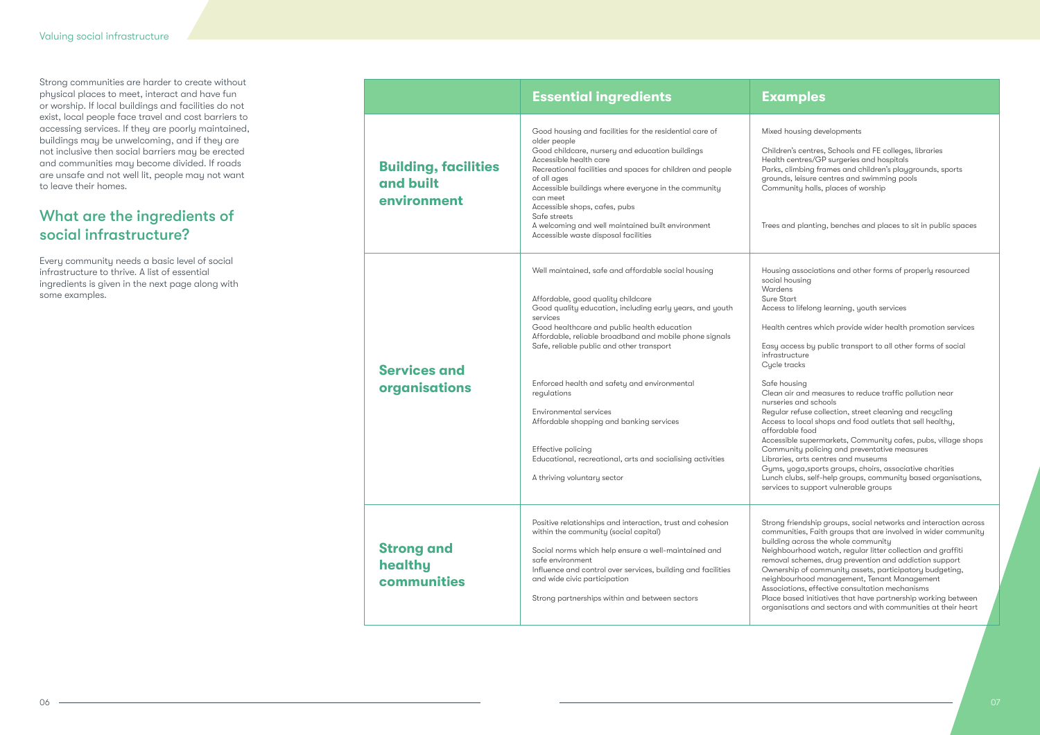Strong communities are harder to create without physical places to meet, interact and have fun or worship. If local buildings and facilities do not exist, local people face travel and cost barriers to accessing services. If they are poorly maintained, buildings may be unwelcoming, and if they are not inclusive then social barriers may be erected and communities may become divided. If roads are unsafe and not well lit, people may not want to leave their homes.

## What are the ingredients of social infrastructure?

Every community needs a basic level of social infrastructure to thrive. A list of essential ingredients is given in the next page along with some examples.

| | Essential ingredients | Examples |
|---|---|---|
| **Building, facilities and built environment** | Good housing and facilities for the residential care of older people<br>Good childcare, nursery and education buildings<br>Accessible health care<br>Recreational facilities and spaces for children and people of all ages<br>Accessible buildings where everyone in the community can meet<br>Accessible shops, cafes, pubs<br>Safe streets<br>A welcoming and well maintained built environment<br>Accessible waste disposal facilities | Mixed housing developments<br>Children's centres, Schools and FE colleges, libraries<br>Health centres/GP surgeries and hospitals<br>Parks, climbing frames and children's playgrounds, sports grounds, leisure centres and swimming pools<br>Community halls, places of worship<br>Trees and planting, benches and places to sit in public spaces |
| **Services and organisations** | Well maintained, safe and affordable social housing<br>Affordable, good quality childcare<br>Good quality education, including early years, and youth services<br>Good healthcare and public health education<br>Affordable, reliable broadband and mobile phone signals<br>Safe, reliable public and other transport<br>Enforced health and safety and environmental regulations<br>Environmental services<br>Affordable shopping and banking services<br>Effective policing<br>Educational, recreational, arts and socialising activities<br>A thriving voluntary sector | Housing associations and other forms of properly resourced social housing<br>Wardens<br>Sure Start<br>Access to lifelong learning, youth services<br>Health centres which provide wider health promotion services<br>Easy access by public transport to all other forms of social infrastructure<br>Cycle tracks<br>Safe housing<br>Clean air and measures to reduce traffic pollution near nurseries and schools<br>Regular refuse collection, street cleaning and recycling<br>Access to local shops and food outlets that sell healthy, affordable food<br>Accessible supermarkets, Community cafes, pubs, village shops<br>Community policing and preventative measures<br>Libraries, arts centres and museums<br>Gyms, yoga,sports groups, choirs, associative charities<br>Lunch clubs, self-help groups, community based organisations, services to support vulnerable groups |
| **Strong and healthy communities** | Positive relationships and interaction, trust and cohesion within the community (social capital)<br>Social norms which help ensure a well-maintained and safe environment<br>Influence and control over services, building and facilities and wide civic participation<br>Strong partnerships within and between sectors | Strong friendship groups, social networks and interaction across communities, Faith groups that are involved in wider community building across the whole community<br>Neighbourhood watch, regular litter collection and graffiti removal schemes, drug prevention and addiction support<br>Ownership of community assets, participatory budgeting, neighbourhood management, Tenant Management Associations, effective consultation mechanisms<br>Place based initiatives that have partnership working between organisations and sectors and with communities at their heart |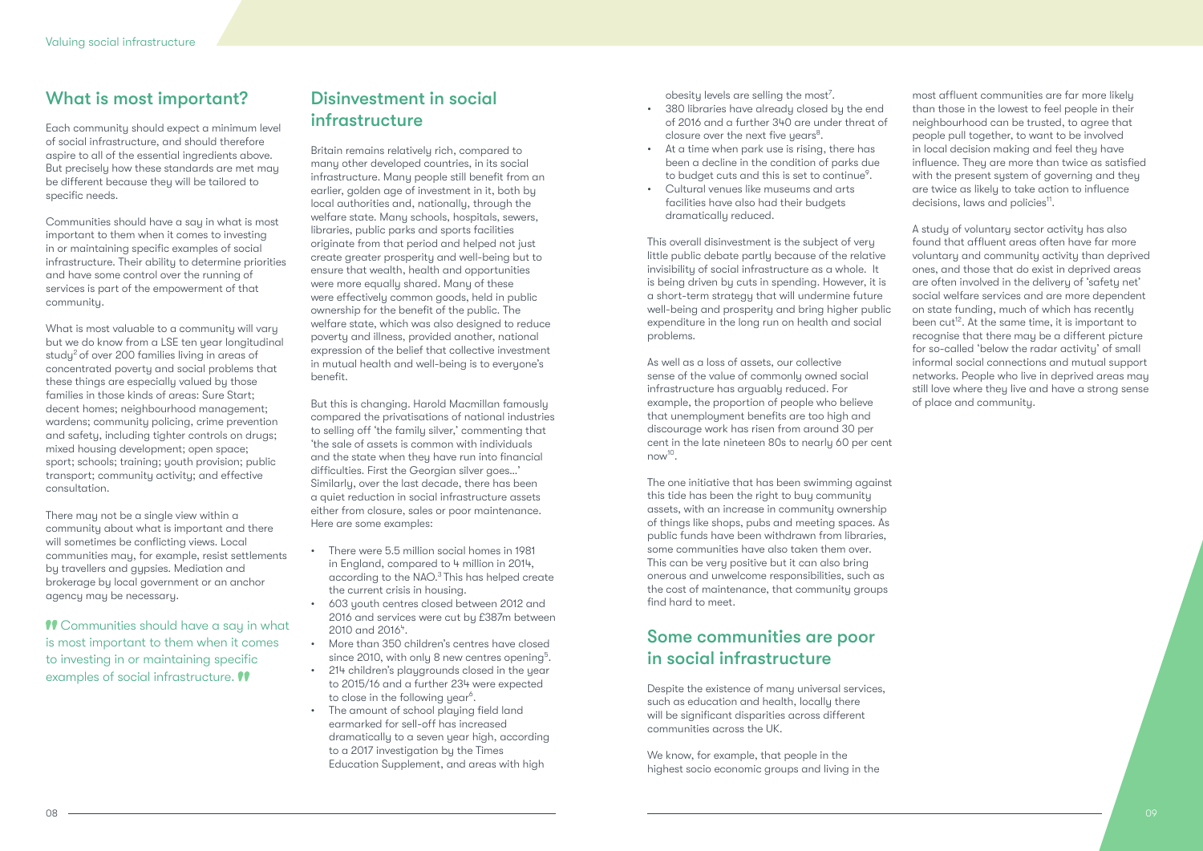## What is most important?

Each community should expect a minimum level of social infrastructure, and should therefore aspire to all of the essential ingredients above. But precisely how these standards are met may be different because they will be tailored to specific needs.

Communities should have a say in what is most important to them when it comes to investing in or maintaining specific examples of social infrastructure. Their ability to determine priorities and have some control over the running of services is part of the empowerment of that community.

What is most valuable to a community will vary but we do know from a LSE ten year longitudinal study[2] of over 200 families living in areas of concentrated poverty and social problems that these things are especially valued by those families in those kinds of areas: Sure Start; decent homes; neighbourhood management; wardens; community policing, crime prevention and safety, including tighter controls on drugs; mixed housing development; open space; sport; schools; training; youth provision; public transport; community activity; and effective consultation.

There may not be a single view within a community about what is important and there will sometimes be conflicting views. Local communities may, for example, resist settlements by travellers and gypsies. Mediation and brokerage by local government or an anchor agency may be necessary.

> "Communities should have a say in what is most important to them when it comes to investing in or maintaining specific examples of social infrastructure."

## Disinvestment in social infrastructure

Britain remains relatively rich, compared to many other developed countries, in its social infrastructure. Many people still benefit from an earlier, golden age of investment in it, both by local authorities and, nationally, through the welfare state. Many schools, hospitals, sewers, libraries, public parks and sports facilities originate from that period and helped not just create greater prosperity and well-being but to ensure that wealth, health and opportunities were more equally shared. Many of these were effectively common goods, held in public ownership for the benefit of the public. The welfare state, which was also designed to reduce poverty and illness, provided another, national expression of the belief that collective investment in mutual health and well-being is to everyone's benefit.

But this is changing. Harold Macmillan famously compared the privatisations of national industries to selling off 'the family silver,' commenting that 'the sale of assets is common with individuals and the state when they have run into financial difficulties. First the Georgian silver goes...' Similarly, over the last decade, there has been a quiet reduction in social infrastructure assets either from closure, sales or poor maintenance. Here are some examples:

- There were 5.5 million social homes in 1981 in England, compared to 4 million in 2014, according to the NAO.[3] This has helped create the current crisis in housing.
- 603 youth centres closed between 2012 and 2016 and services were cut by £387m between 2010 and 2016[4].
- More than 350 children's centres have closed since 2010, with only 8 new centres opening[5].
- 214 children's playgrounds closed in the year to 2015/16 and a further 234 were expected to close in the following year[6].
- The amount of school playing field land earmarked for sell-off has increased dramatically to a seven year high, according to a 2017 investigation by the Times Education Supplement, and areas with high obesity levels are selling the most[7].
- 380 libraries have already closed by the end of 2016 and a further 340 are under threat of closure over the next five years[8].
- At a time when park use is rising, there has been a decline in the condition of parks due to budget cuts and this is set to continue[9].
- Cultural venues like museums and arts facilities have also had their budgets dramatically reduced.

This overall disinvestment is the subject of very little public debate partly because of the relative invisibility of social infrastructure as a whole. It is being driven by cuts in spending. However, it is a short-term strategy that will undermine future well-being and prosperity and bring higher public expenditure in the long run on health and social problems.

As well as a loss of assets, our collective sense of the value of commonly owned social infrastructure has arguably reduced. For example, the proportion of people who believe that unemployment benefits are too high and discourage work has risen from around 30 per cent in the late nineteen 80s to nearly 60 per cent now[10].

The one initiative that has been swimming against this tide has been the right to buy community assets, with an increase in community ownership of things like shops, pubs and meeting spaces. As public funds have been withdrawn from libraries, some communities have also taken them over. This can be very positive but it can also bring onerous and unwelcome responsibilities, such as the cost of maintenance, that community groups find hard to meet.

## Some communities are poor in social infrastructure

Despite the existence of many universal services, such as education and health, locally there will be significant disparities across different communities across the UK.

We know, for example, that people in the highest socio economic groups and living in the most affluent communities are far more likely than those in the lowest to feel people in their neighbourhood can be trusted, to agree that people pull together, to want to be involved in local decision making and feel they have influence. They are more than twice as satisfied with the present system of governing and they are twice as likely to take action to influence decisions, laws and policies[11].

A study of voluntary sector activity has also found that affluent areas often have far more voluntary and community activity than deprived ones, and those that do exist in deprived areas are often involved in the delivery of 'safety net' social welfare services and are more dependent on state funding, much of which has recently been cut[12]. At the same time, it is important to recognise that there may be a different picture for so-called 'below the radar activity' of small informal social connections and mutual support networks. People who live in deprived areas may still love where they live and have a strong sense of place and community.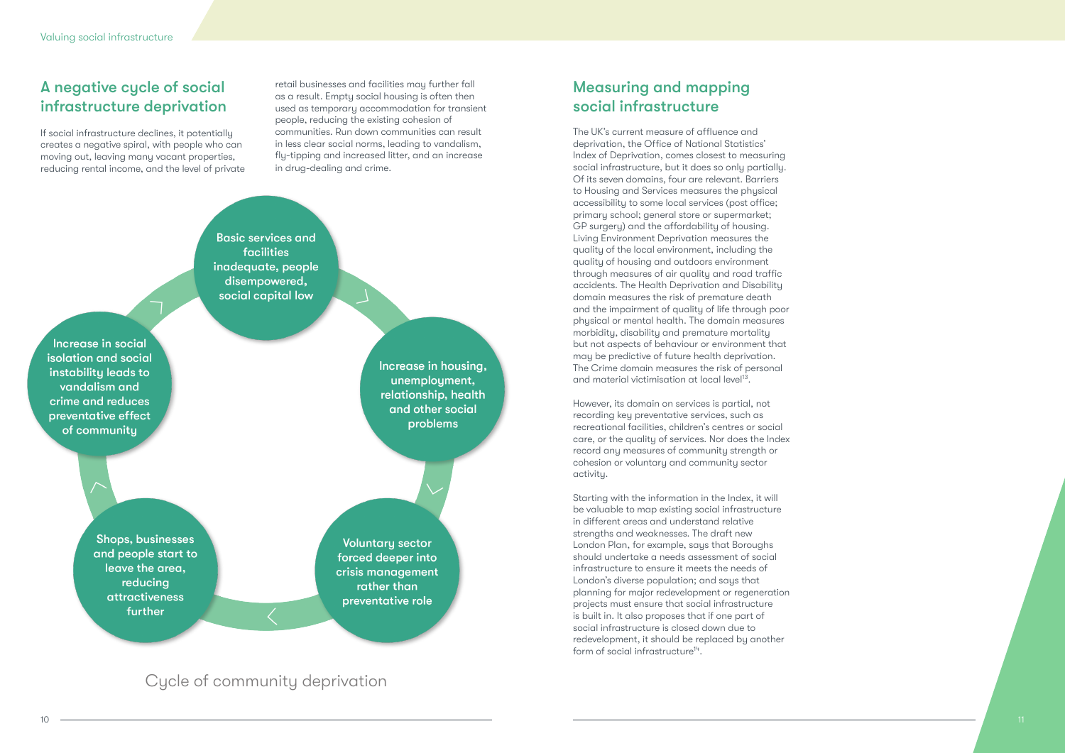## A negative cycle of social infrastructure deprivation

If social infrastructure declines, it potentially creates a negative spiral, with people who can moving out, leaving many vacant properties, reducing rental income, and the level of private retail businesses and facilities may further fall as a result. Empty social housing is often then used as temporary accommodation for transient people, reducing the existing cohesion of communities. Run down communities can result in less clear social norms, leading to vandalism, fly-tipping and increased litter, and an increase in drug-dealing and crime.

Basic services and facilities inadequate, people disempowered, social capital low

Increase in housing, unemployment, relationship, health and other social problems

Voluntary sector forced deeper into crisis management rather than preventative role

Shops, businesses and people start to leave the area, reducing attractiveness further

Increase in social isolation and social instability leads to vandalism and crime and reduces preventative effect of community

Cycle of community deprivation

## Measuring and mapping social infrastructure

The UK's current measure of affluence and deprivation, the Office of National Statistics' Index of Deprivation, comes closest to measuring social infrastructure, but it does so only partially. Of its seven domains, four are relevant. Barriers to Housing and Services measures the physical accessibility to some local services (post office; primary school; general store or supermarket; GP surgery) and the affordability of housing. Living Environment Deprivation measures the quality of the local environment, including the quality of housing and outdoors environment through measures of air quality and road traffic accidents. The Health Deprivation and Disability domain measures the risk of premature death and the impairment of quality of life through poor physical or mental health. The domain measures morbidity, disability and premature mortality but not aspects of behaviour or environment that may be predictive of future health deprivation. The Crime domain measures the risk of personal and material victimisation at local level[13].

However, its domain on services is partial, not recording key preventative services, such as recreational facilities, children's centres or social care, or the quality of services. Nor does the Index record any measures of community strength or cohesion or voluntary and community sector activity.

Starting with the information in the Index, it will be valuable to map existing social infrastructure in different areas and understand relative strengths and weaknesses. The draft new London Plan, for example, says that Boroughs should undertake a needs assessment of social infrastructure to ensure it meets the needs of London's diverse population; and says that planning for major redevelopment or regeneration projects must ensure that social infrastructure is built in. It also proposes that if one part of social infrastructure is closed down due to redevelopment, it should be replaced by another form of social infrastructure[14].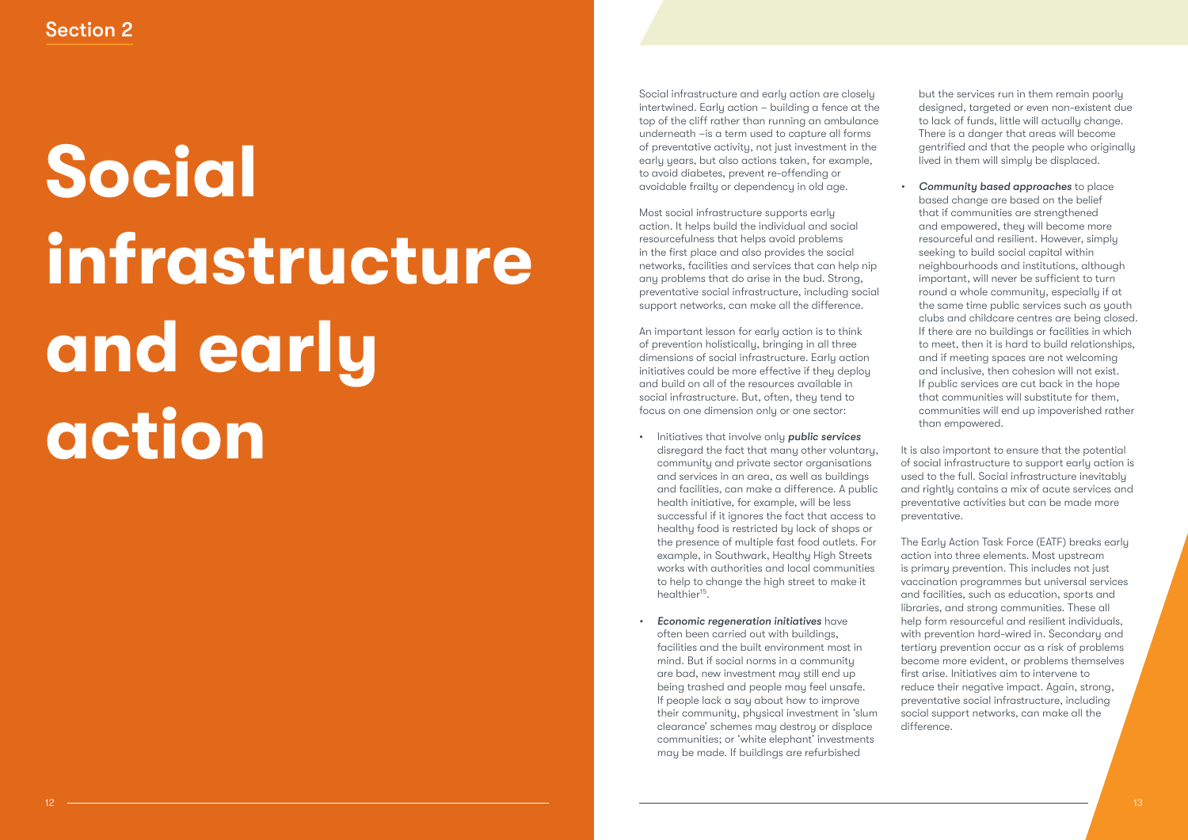Section 2

# Social infrastructure and early action

Social infrastructure and early action are closely intertwined. Early action – building a fence at the top of the cliff rather than running an ambulance underneath –is a term used to capture all forms of preventative activity, not just investment in the early years, but also actions taken, for example, to avoid diabetes, prevent re-offending or avoidable frailty or dependency in old age.

Most social infrastructure supports early action. It helps build the individual and social resourcefulness that helps avoid problems in the first place and also provides the social networks, facilities and services that can help nip any problems that do arise in the bud. Strong, preventative social infrastructure, including social support networks, can make all the difference.

An important lesson for early action is to think of prevention holistically, bringing in all three dimensions of social infrastructure. Early action initiatives could be more effective if they deploy and build on all of the resources available in social infrastructure. But, often, they tend to focus on one dimension only or one sector:

- Initiatives that involve only ***public services*** disregard the fact that many other voluntary, community and private sector organisations and services in an area, as well as buildings and facilities, can make a difference. A public health initiative, for example, will be less successful if it ignores the fact that access to healthy food is restricted by lack of shops or the presence of multiple fast food outlets. For example, in Southwark, Healthy High Streets works with authorities and local communities to help to change the high street to make it healthier[15].

- ***Economic regeneration initiatives*** have often been carried out with buildings, facilities and the built environment most in mind. But if social norms in a community are bad, new investment may still end up being trashed and people may feel unsafe. If people lack a say about how to improve their community, physical investment in 'slum clearance' schemes may destroy or displace communities; or 'white elephant' investments may be made. If buildings are refurbished but the services run in them remain poorly designed, targeted or even non-existent due to lack of funds, little will actually change. There is a danger that areas will become gentrified and that the people who originally lived in them will simply be displaced.

- ***Community based approaches*** to place based change are based on the belief that if communities are strengthened and empowered, they will become more resourceful and resilient. However, simply seeking to build social capital within neighbourhoods and institutions, although important, will never be sufficient to turn round a whole community, especially if at the same time public services such as youth clubs and childcare centres are being closed. If there are no buildings or facilities in which to meet, then it is hard to build relationships, and if meeting spaces are not welcoming and inclusive, then cohesion will not exist. If public services are cut back in the hope that communities will substitute for them, communities will end up impoverished rather than empowered.

It is also important to ensure that the potential of social infrastructure to support early action is used to the full. Social infrastructure inevitably and rightly contains a mix of acute services and preventative activities but can be made more preventative.

The Early Action Task Force (EATF) breaks early action into three elements. Most upstream is primary prevention. This includes not just vaccination programmes but universal services and facilities, such as education, sports and libraries, and strong communities. These all help form resourceful and resilient individuals, with prevention hard-wired in. Secondary and tertiary prevention occur as a risk of problems become more evident, or problems themselves first arise. Initiatives aim to intervene to reduce their negative impact. Again, strong, preventative social infrastructure, including social support networks, can make all the difference.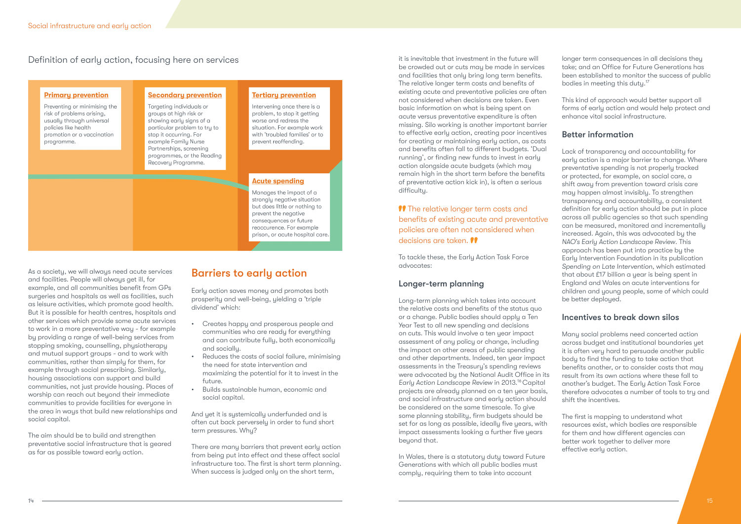## Definition of early action, focusing here on services

**Primary prevention**

Preventing or minimising the risk of problems arising, usually through universal policies like health promotion or a vaccination programme.

**Secondary prevention**

Targeting individuals or groups at high risk or showing early signs of a particular problem to try to stop it occurring. For example Family Nurse Partnerships, screening programmes, or the Reading Recovery Programme.

**Tertiary prevention**

Intervening once there is a problem, to stop it getting worse and redress the situation. For example work with 'troubled families' or to prevent reoffending.

**Acute spending**

Manages the impact of a strongly negative situation but does little or nothing to prevent the negative consequences or future reoccurence. For example prison, or acute hospital care.

As a society, we will always need acute services and facilities. People will always get ill, for example, and all communities benefit from GPs surgeries and hospitals as well as facilities, such as leisure activities, which promote good health. But it is possible for health centres, hospitals and other services which provide some acute services to work in a more preventative way - for example by providing a range of well-being services from stopping smoking, counselling, physiotherapy and mutual support groups - and to work with communities, rather than simply for them, for example through social prescribing. Similarly, housing associations can support and build communities, not just provide housing. Places of worship can reach out beyond their immediate communities to provide facilities for everyone in the area in ways that build new relationships and social capital.

The aim should be to build and strengthen preventative social infrastructure that is geared as far as possible toward early action.

## Barriers to early action

Early action saves money and promotes both prosperity and well-being, yielding a 'triple dividend' which:

- Creates happy and prosperous people and communities who are ready for everything and can contribute fully, both economically and socially.
- Reduces the costs of social failure, minimising the need for state intervention and maximizing the potential for it to invest in the future.
- Builds sustainable human, economic and social capital.

And yet it is systemically underfunded and is often cut back perversely in order to fund short term pressures. Why?

There are many barriers that prevent early action from being put into effect and these affect social infrastructure too. The first is short term planning. When success is judged only on the short term, it is inevitable that investment in the future will be crowded out or cuts may be made in services and facilities that only bring long term benefits. The relative longer term costs and benefits of existing acute and preventative policies are often not considered when decisions are taken. Even basic information on what is being spent on acute versus preventative expenditure is often missing. Silo working is another important barrier to effective early action, creating poor incentives for creating or maintaining early action, as costs and benefits often fall to different budgets. 'Dual running', or finding new funds to invest in early action alongside acute budgets (which may remain high in the short term before the benefits of preventative action kick in), is often a serious difficulty.

> "The relative longer term costs and benefits of existing acute and preventative policies are often not considered when decisions are taken."

To tackle these, the Early Action Task Force advocates:

### Longer-term planning

Long-term planning which takes into account the relative costs and benefits of the status quo or a change. Public bodies should apply a Ten Year Test to all new spending and decisions on cuts. This would involve a ten year impact assessment of any policy or change, including the impact on other areas of public spending and other departments. Indeed, ten year impact assessments in the Treasury's spending reviews were advocated by the National Audit Office in its *Early Action Landscape Review* in 2013.[16] Capital projects are already planned on a ten year basis, and social infrastructure and early action should be considered on the same timescale. To give some planning stability, firm budgets should be set for as long as possible, ideally five years, with impact assessments looking a further five years beyond that.

In Wales, there is a statutory duty toward Future Generations with which all public bodies must comply, requiring them to take into account longer term consequences in all decisions they take; and an Office for Future Generations has been established to monitor the success of public bodies in meeting this duty.[17]

This kind of approach would better support all forms of early action and would help protect and enhance vital social infrastructure.

### Better information

Lack of transparency and accountability for early action is a major barrier to change. Where preventative spending is not properly tracked or protected, for example, on social care, a shift away from prevention toward crisis care may happen almost invisibly. To strengthen transparency and accountability, a consistent definition for early action should be put in place across all public agencies so that such spending can be measured, monitored and incrementally increased. Again, this was advocated by the *NAO's Early Action Landscape Review*. This approach has been put into practice by the Early Intervention Foundation in its publication *Spending on Late Intervention*, which estimated that about £17 billion a year is being spent in England and Wales on acute interventions for children and young people, some of which could be better deployed.

### Incentives to break down silos

Many social problems need concerted action across budget and institutional boundaries yet it is often very hard to persuade another public body to find the funding to take action that benefits another, or to consider costs that may result from its own actions where these fall to another's budget. The Early Action Task Force therefore advocates a number of tools to try and shift the incentives.

The first is mapping to understand what resources exist, which bodies are responsible for them and how different agencies can better work together to deliver more effective early action.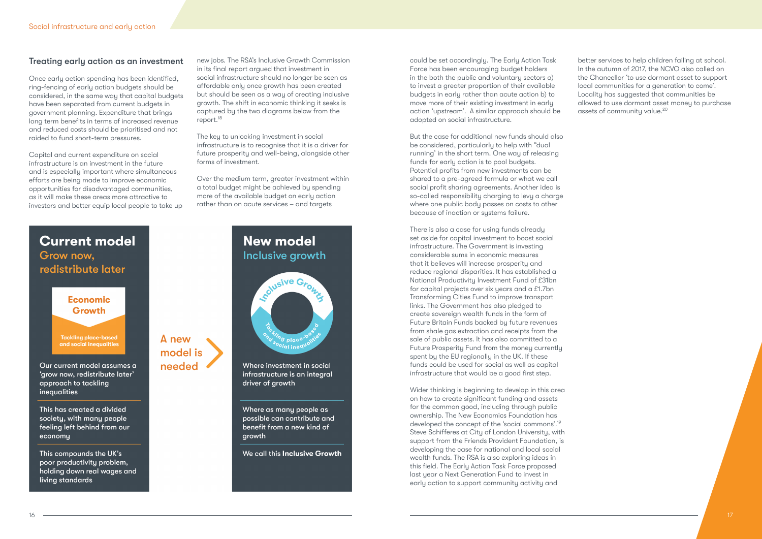## Treating early action as an investment

Once early action spending has been identified, ring-fencing of early action budgets should be considered, in the same way that capital budgets have been separated from current budgets in government planning. Expenditure that brings long term benefits in terms of increased revenue and reduced costs should be prioritised and not raided to fund short-term pressures.

Capital and current expenditure on social infrastructure is an investment in the future and is especially important where simultaneous efforts are being made to improve economic opportunities for disadvantaged communities, as it will make these areas more attractive to investors and better equip local people to take up new jobs. The RSA's Inclusive Growth Commission in its final report argued that investment in social infrastructure should no longer be seen as affordable only once growth has been created but should be seen as a way of creating inclusive growth. The shift in economic thinking it seeks is captured by the two diagrams below from the report.[18]

The key to unlocking investment in social infrastructure is to recognise that it is a driver for future prosperity and well-being, alongside other forms of investment.

Over the medium term, greater investment within a total budget might be achieved by spending more of the available budget on early action rather than on acute services – and targets could be set accordingly. The Early Action Task Force has been encouraging budget holders in the both the public and voluntary sectors a) to invest a greater proportion of their available budgets in early rather than acute action b) to move more of their existing investment in early action 'upstream'. A similar approach should be adopted on social infrastructure.

### Current model
**Grow now, redistribute later**

**Economic Growth**

Tackling place-based and social inequalities

Our current model assumes a 'grow now, redistribute later' approach to tackling inequalities

This has created a divided society, with many people feeling left behind from our economy

This compounds the UK's poor productivity problem, holding down real wages and living standards

**A new model is needed**

### New model
**Inclusive growth**

Inclusive Growth

Tackling place-based and social inequalities

Where investment in social infrastructure is an integral driver of growth

Where as many people as possible can contribute and benefit from a new kind of growth

We call this **Inclusive Growth**

But the case for additional new funds should also be considered, particularly to help with "dual running' in the short term. One way of releasing funds for early action is to pool budgets. Potential profits from new investments can be shared to a pre-agreed formula or what we call social profit sharing agreements. Another idea is so-called responsibility charging to levy a charge where one public body passes on costs to other because of inaction or systems failure.

There is also a case for using funds already set aside for capital investment to boost social infrastructure. The Government is investing considerable sums in economic measures that it believes will increase prosperity and reduce regional disparities. It has established a National Productivity Investment Fund of £31bn for capital projects over six years and a £1.7bn Transforming Cities Fund to improve transport links. The Government has also pledged to create sovereign wealth funds in the form of Future Britain Funds backed by future revenues from shale gas extraction and receipts from the sale of public assets. It has also committed to a Future Prosperity Fund from the money currently spent by the EU regionally in the UK. If these funds could be used for social as well as capital infrastructure that would be a good first step.

Wider thinking is beginning to develop in this area on how to create significant funding and assets for the common good, including through public ownership. The New Economics Foundation has developed the concept of the 'social commons'.[19] Steve Schifferes at City of London University, with support from the Friends Provident Foundation, is developing the case for national and local social wealth funds. The RSA is also exploring ideas in this field. The Early Action Task Force proposed last year a Next Generation Fund to invest in early action to support community activity and better services to help children failing at school. In the autumn of 2017, the NCVO also called on the Chancellor 'to use dormant asset to support local communities for a generation to come'. Locality has suggested that communities be allowed to use dormant asset money to purchase assets of community value.[20]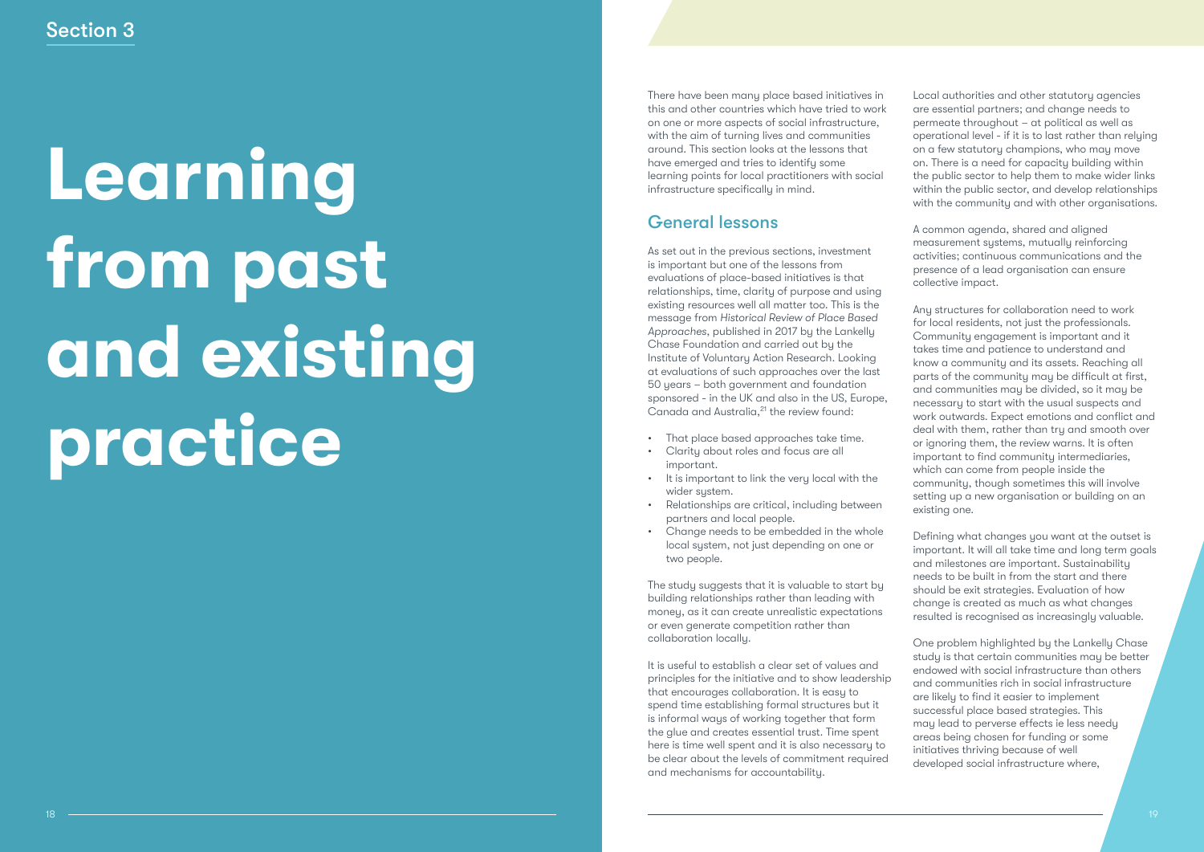Section 3

# Learning from past and existing practice

There have been many place based initiatives in this and other countries which have tried to work on one or more aspects of social infrastructure, with the aim of turning lives and communities around. This section looks at the lessons that have emerged and tries to identify some learning points for local practitioners with social infrastructure specifically in mind.

## General lessons

As set out in the previous sections, investment is important but one of the lessons from evaluations of place-based initiatives is that relationships, time, clarity of purpose and using existing resources well all matter too. This is the message from *Historical Review of Place Based Approaches*, published in 2017 by the Lankelly Chase Foundation and carried out by the Institute of Voluntary Action Research. Looking at evaluations of such approaches over the last 50 years – both government and foundation sponsored - in the UK and also in the US, Europe, Canada and Australia,[21] the review found:

- That place based approaches take time.
- Clarity about roles and focus are all important.
- It is important to link the very local with the wider system.
- Relationships are critical, including between partners and local people.
- Change needs to be embedded in the whole local system, not just depending on one or two people.

The study suggests that it is valuable to start by building relationships rather than leading with money, as it can create unrealistic expectations or even generate competition rather than collaboration locally.

It is useful to establish a clear set of values and principles for the initiative and to show leadership that encourages collaboration. It is easy to spend time establishing formal structures but it is informal ways of working together that form the glue and creates essential trust. Time spent here is time well spent and it is also necessary to be clear about the levels of commitment required and mechanisms for accountability.

Local authorities and other statutory agencies are essential partners; and change needs to permeate throughout – at political as well as operational level - if it is to last rather than relying on a few statutory champions, who may move on. There is a need for capacity building within the public sector to help them to make wider links within the public sector, and develop relationships with the community and with other organisations.

A common agenda, shared and aligned measurement systems, mutually reinforcing activities; continuous communications and the presence of a lead organisation can ensure collective impact.

Any structures for collaboration need to work for local residents, not just the professionals. Community engagement is important and it takes time and patience to understand and know a community and its assets. Reaching all parts of the community may be difficult at first, and communities may be divided, so it may be necessary to start with the usual suspects and work outwards. Expect emotions and conflict and deal with them, rather than try and smooth over or ignoring them, the review warns. It is often important to find community intermediaries, which can come from people inside the community, though sometimes this will involve setting up a new organisation or building on an existing one.

Defining what changes you want at the outset is important. It will all take time and long term goals and milestones are important. Sustainability needs to be built in from the start and there should be exit strategies. Evaluation of how change is created as much as what changes resulted is recognised as increasingly valuable.

One problem highlighted by the Lankelly Chase study is that certain communities may be better endowed with social infrastructure than others and communities rich in social infrastructure are likely to find it easier to implement successful place based strategies. This may lead to perverse effects ie less needy areas being chosen for funding or some initiatives thriving because of well developed social infrastructure where,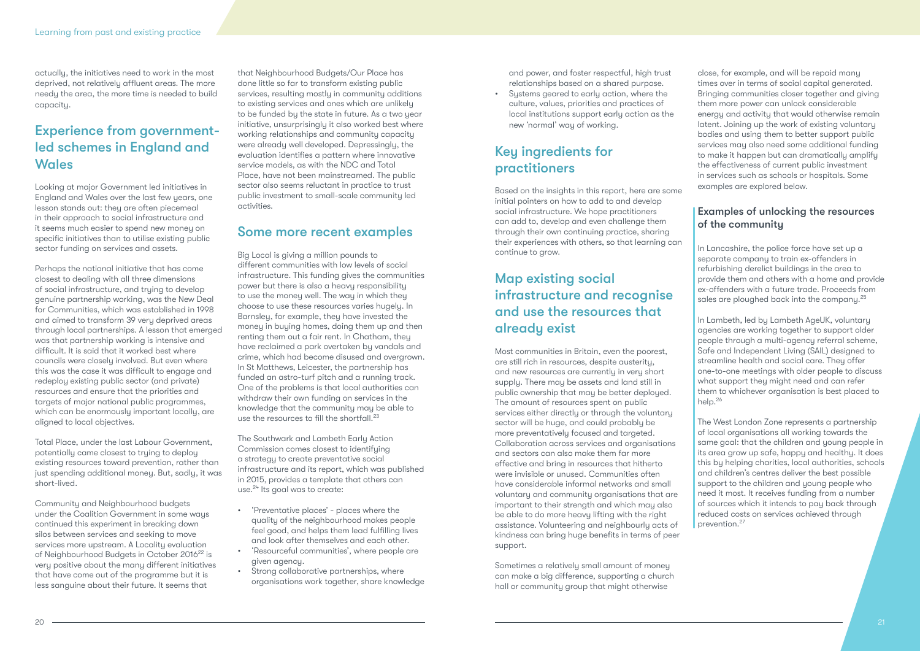actually, the initiatives need to work in the most deprived, not relatively affluent areas. The more needy the area, the more time is needed to build capacity.

## Experience from government-led schemes in England and Wales

Looking at major Government led initiatives in England and Wales over the last few years, one lesson stands out: they are often piecemeal in their approach to social infrastructure and it seems much easier to spend new money on specific initiatives than to utilise existing public sector funding on services and assets.

Perhaps the national initiative that has come closest to dealing with all three dimensions of social infrastructure, and trying to develop genuine partnership working, was the New Deal for Communities, which was established in 1998 and aimed to transform 39 very deprived areas through local partnerships. A lesson that emerged was that partnership working is intensive and difficult. It is said that it worked best where councils were closely involved. But even where this was the case it was difficult to engage and redeploy existing public sector (and private) resources and ensure that the priorities and targets of major national public programmes, which can be enormously important locally, are aligned to local objectives.

Total Place, under the last Labour Government, potentially came closest to trying to deploy existing resources toward prevention, rather than just spending additional money. But, sadly, it was short-lived.

Community and Neighbourhood budgets under the Coalition Government in some ways continued this experiment in breaking down silos between services and seeking to move services more upstream. A Locality evaluation of Neighbourhood Budgets in October 2016[22] is very positive about the many different initiatives that have come out of the programme but it is less sanguine about their future. It seems that that Neighbourhood Budgets/Our Place has done little so far to transform existing public services, resulting mostly in community additions to existing services and ones which are unlikely to be funded by the state in future. As a two year initiative, unsurprisingly it also worked best where working relationships and community capacity were already well developed. Depressingly, the evaluation identifies a pattern where innovative service models, as with the NDC and Total Place, have not been mainstreamed. The public sector also seems reluctant in practice to trust public investment to small-scale community led activities.

## Some more recent examples

Big Local is giving a million pounds to different communities with low levels of social infrastructure. This funding gives the communities power but there is also a heavy responsibility to use the money well. The way in which they choose to use these resources varies hugely. In Barnsley, for example, they have invested the money in buying homes, doing them up and then renting them out a fair rent. In Chatham, they have reclaimed a park overtaken by vandals and crime, which had become disused and overgrown. In St Matthews, Leicester, the partnership has funded an astro-turf pitch and a running track. One of the problems is that local authorities can withdraw their own funding on services in the knowledge that the community may be able to use the resources to fill the shortfall.[23]

The Southwark and Lambeth Early Action Commission comes closest to identifying a strategy to create preventative social infrastructure and its report, which was published in 2015, provides a template that others can use.[24] Its goal was to create:

- 'Preventative places' - places where the quality of the neighbourhood makes people feel good, and helps them lead fulfilling lives and look after themselves and each other.
- 'Resourceful communities', where people are given agency.
- Strong collaborative partnerships, where organisations work together, share knowledge and power, and foster respectful, high trust relationships based on a shared purpose.
- Systems geared to early action, where the culture, values, priorities and practices of local institutions support early action as the new 'normal' way of working.

## Key ingredients for practitioners

Based on the insights in this report, here are some initial pointers on how to add to and develop social infrastructure. We hope practitioners can add to, develop and even challenge them through their own continuing practice, sharing their experiences with others, so that learning can continue to grow.

## Map existing social infrastructure and recognise and use the resources that already exist

Most communities in Britain, even the poorest, are still rich in resources, despite austerity, and new resources are currently in very short supply. There may be assets and land still in public ownership that may be better deployed. The amount of resources spent on public services either directly or through the voluntary sector will be huge, and could probably be more preventatively focused and targeted. Collaboration across services and organisations and sectors can also make them far more effective and bring in resources that hitherto were invisible or unused. Communities often have considerable informal networks and small voluntary and community organisations that are important to their strength and which may also be able to do more heavy lifting with the right assistance. Volunteering and neighbourly acts of kindness can bring huge benefits in terms of peer support.

Sometimes a relatively small amount of money can make a big difference, supporting a church hall or community group that might otherwise close, for example, and will be repaid many times over in terms of social capital generated. Bringing communities closer together and giving them more power can unlock considerable energy and activity that would otherwise remain latent. Joining up the work of existing voluntary bodies and using them to better support public services may also need some additional funding to make it happen but can dramatically amplify the effectiveness of current public investment in services such as schools or hospitals. Some examples are explored below.

### Examples of unlocking the resources of the community

In Lancashire, the police force have set up a separate company to train ex-offenders in refurbishing derelict buildings in the area to provide them and others with a home and provide ex-offenders with a future trade. Proceeds from sales are ploughed back into the company.[25]

In Lambeth, led by Lambeth AgeUK, voluntary agencies are working together to support older people through a multi-agency referral scheme, Safe and Independent Living (SAIL) designed to streamline health and social care. They offer one-to-one meetings with older people to discuss what support they might need and can refer them to whichever organisation is best placed to help.[26]

The West London Zone represents a partnership of local organisations all working towards the same goal: that the children and young people in its area grow up safe, happy and healthy. It does this by helping charities, local authorities, schools and children's centres deliver the best possible support to the children and young people who need it most. It receives funding from a number of sources which it intends to pay back through reduced costs on services achieved through prevention.[27]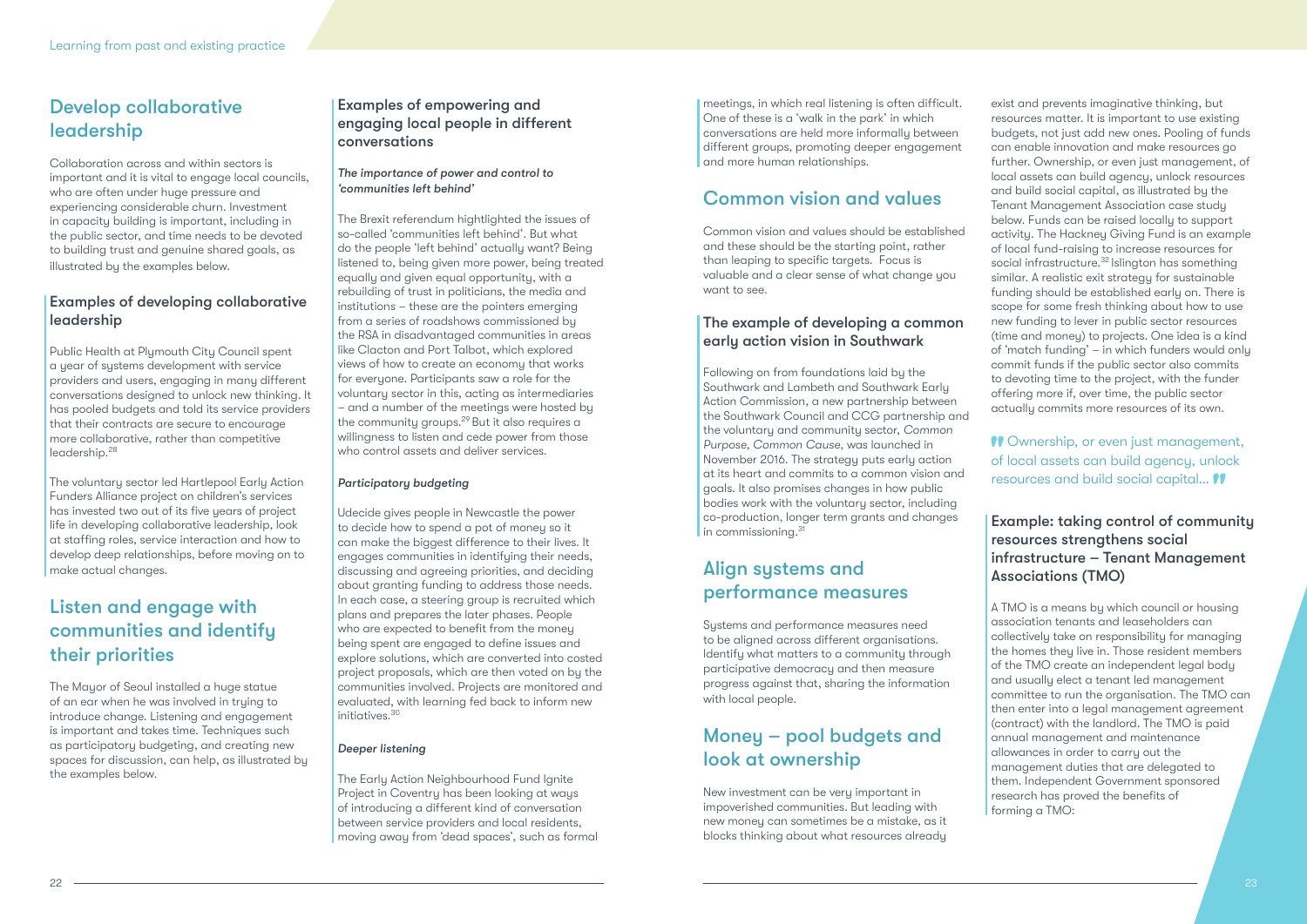## Develop collaborative leadership

Collaboration across and within sectors is important and it is vital to engage local councils, who are often under huge pressure and experiencing considerable churn. Investment in capacity building is important, including in the public sector, and time needs to be devoted to building trust and genuine shared goals, as illustrated by the examples below.

### Examples of developing collaborative leadership

Public Health at Plymouth City Council spent a year of systems development with service providers and users, engaging in many different conversations designed to unlock new thinking. It has pooled budgets and told its service providers that their contracts are secure to encourage more collaborative, rather than competitive leadership.[28]

The voluntary sector led Hartlepool Early Action Funders Alliance project on children's services has invested two out of its five years of project life in developing collaborative leadership, look at staffing roles, service interaction and how to develop deep relationships, before moving on to make actual changes.

## Listen and engage with communities and identify their priorities

The Mayor of Seoul installed a huge statue of an ear when he was involved in trying to introduce change. Listening and engagement is important and takes time. Techniques such as participatory budgeting, and creating new spaces for discussion, can help, as illustrated by the examples below.

### Examples of empowering and engaging local people in different conversations

***The importance of power and control to 'communities left behind'***

The Brexit referendum highlighted the issues of so-called 'communities left behind'. But what do the people 'left behind' actually want? Being listened to, being given more power, being treated equally and given equal opportunity, with a rebuilding of trust in politicians, the media and institutions – these are the pointers emerging from a series of roadshows commissioned by the RSA in disadvantaged communities in areas like Clacton and Port Talbot, which explored views of how to create an economy that works for everyone. Participants saw a role for the voluntary sector in this, acting as intermediaries – and a number of the meetings were hosted by the community groups.[29] But it also requires a willingness to listen and cede power from those who control assets and deliver services.

***Participatory budgeting***

Udecide gives people in Newcastle the power to decide how to spend a pot of money so it can make the biggest difference to their lives. It engages communities in identifying their needs, discussing and agreeing priorities, and deciding about granting funding to address those needs. In each case, a steering group is recruited which plans and prepares the later phases. People who are expected to benefit from the money being spent are engaged to define issues and explore solutions, which are converted into costed project proposals, which are then voted on by the communities involved. Projects are monitored and evaluated, with learning fed back to inform new initiatives.[30]

***Deeper listening***

The Early Action Neighbourhood Fund Ignite Project in Coventry has been looking at ways of introducing a different kind of conversation between service providers and local residents, moving away from 'dead spaces', such as formal meetings, in which real listening is often difficult. One of these is a 'walk in the park' in which conversations are held more informally between different groups, promoting deeper engagement and more human relationships.

## Common vision and values

Common vision and values should be established and these should be the starting point, rather than leaping to specific targets. Focus is valuable and a clear sense of what change you want to see.

### The example of developing a common early action vision in Southwark

Following on from foundations laid by the Southwark and Lambeth and Southwark Early Action Commission, a new partnership between the Southwark Council and CCG partnership and the voluntary and community sector, *Common Purpose, Common Cause*, was launched in November 2016. The strategy puts early action at its heart and commits to a common vision and goals. It also promises changes in how public bodies work with the voluntary sector, including co-production, longer term grants and changes in commissioning.[31]

## Align systems and performance measures

Systems and performance measures need to be aligned across different organisations. Identify what matters to a community through participative democracy and then measure progress against that, sharing the information with local people.

## Money – pool budgets and look at ownership

New investment can be very important in impoverished communities. But leading with new money can sometimes be a mistake, as it blocks thinking about what resources already exist and prevents imaginative thinking, but resources matter. It is important to use existing budgets, not just add new ones. Pooling of funds can enable innovation and make resources go further. Ownership, or even just management, of local assets can build agency, unlock resources and build social capital, as illustrated by the Tenant Management Association case study below. Funds can be raised locally to support activity. The Hackney Giving Fund is an example of local fund-raising to increase resources for social infrastructure.[32] Islington has something similar. A realistic exit strategy for sustainable funding should be established early on. There is scope for some fresh thinking about how to use new funding to lever in public sector resources (time and money) to projects. One idea is a kind of 'match funding' – in which funders would only commit funds if the public sector also commits to devoting time to the project, with the funder offering more if, over time, the public sector actually commits more resources of its own.

> "Ownership, or even just management, of local assets can build agency, unlock resources and build social capital..."

### Example: taking control of community resources strengthens social infrastructure – Tenant Management Associations (TMO)

A TMO is a means by which council or housing association tenants and leaseholders can collectively take on responsibility for managing the homes they live in. Those resident members of the TMO create an independent legal body and usually elect a tenant led management committee to run the organisation. The TMO can then enter into a legal management agreement (contract) with the landlord. The TMO is paid annual management and maintenance allowances in order to carry out the management duties that are delegated to them. Independent Government sponsored research has proved the benefits of forming a TMO: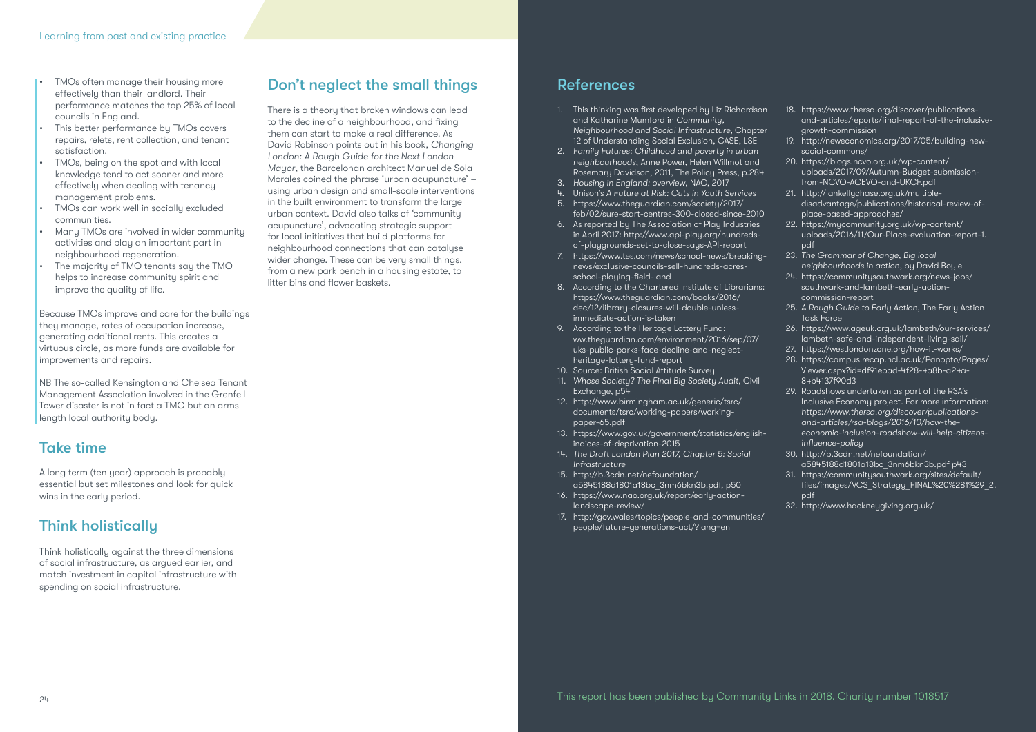- TMOs often manage their housing more effectively than their landlord. Their performance matches the top 25% of local councils in England.
- This better performance by TMOs covers repairs, relets, rent collection, and tenant satisfaction.
- TMOs, being on the spot and with local knowledge tend to act sooner and more effectively when dealing with tenancy management problems.
- TMOs can work well in socially excluded communities.
- Many TMOs are involved in wider community activities and play an important part in neighbourhood regeneration.
- The majority of TMO tenants say the TMO helps to increase community spirit and improve the quality of life.

Because TMOs improve and care for the buildings they manage, rates of occupation increase, generating additional rents. This creates a virtuous circle, as more funds are available for improvements and repairs.

NB The so-called Kensington and Chelsea Tenant Management Association involved in the Grenfell Tower disaster is not in fact a TMO but an arms-length local authority body.

## Take time

A long term (ten year) approach is probably essential but set milestones and look for quick wins in the early period.

## Think holistically

Think holistically against the three dimensions of social infrastructure, as argued earlier, and match investment in capital infrastructure with spending on social infrastructure.

## Don't neglect the small things

There is a theory that broken windows can lead to the decline of a neighbourhood, and fixing them can start to make a real difference. As David Robinson points out in his book, *Changing London: A Rough Guide for the Next London Mayor*, the Barcelonan architect Manuel de Sola Morales coined the phrase 'urban acupuncture' – using urban design and small-scale interventions in the built environment to transform the large urban context. David also talks of 'community acupuncture', advocating strategic support for local initiatives that build platforms for neighbourhood connections that can catalyse wider change. These can be very small things, from a new park bench in a housing estate, to litter bins and flower baskets.

## References

1. This thinking was first developed by Liz Richardson and Katharine Mumford in *Community, Neighbourhood and Social Infrastructure*, Chapter 12 of Understanding Social Exclusion, CASE, LSE
2. *Family Futures: Childhood and poverty in urban neighbourhoods*, Anne Power, Helen Willmot and Rosemary Davidson, 2011, The Policy Press, p.284
3. *Housing in England: overview*, NAO, 2017
4. Unison's *A Future at Risk: Cuts in Youth Services*
5. https://www.theguardian.com/society/2017/feb/02/sure-start-centres-300-closed-since-2010
6. As reported by The Association of Play Industries in April 2017: http://www.api-play.org/hundreds-of-playgrounds-set-to-close-says-API-report
7. https://www.tes.com/news/school-news/breaking-news/exclusive-councils-sell-hundreds-acres-school-playing-field-land
8. According to the Chartered Institute of Librarians: https://www.theguardian.com/books/2016/dec/12/library-closures-will-double-unless-immediate-action-is-taken
9. According to the Heritage Lottery Fund: ww.theguardian.com/environment/2016/sep/07/uks-public-parks-face-decline-and-neglect-heritage-lottery-fund-report
10. Source: British Social Attitude Survey
11. *Whose Society? The Final Big Society Audit*, Civil Exchange, p54
12. http://www.birmingham.ac.uk/generic/tsrc/documents/tsrc/working-papers/working-paper-65.pdf
13. https://www.gov.uk/government/statistics/english-indices-of-deprivation-2015
14. *The Draft London Plan 2017, Chapter 5: Social Infrastructure*
15. http://b.3cdn.net/nefoundation/a5845188d1801a18bc_3nm6bkn3b.pdf, p50
16. https://www.nao.org.uk/report/early-action-landscape-review/
17. http://gov.wales/topics/people-and-communities/people/future-generations-act/?lang=en
18. https://www.thersa.org/discover/publications-and-articles/reports/final-report-of-the-inclusive-growth-commission
19. http://neweconomics.org/2017/05/building-new-social-commons/
20. https://blogs.ncvo.org.uk/wp-content/uploads/2017/09/Autumn-Budget-submission-from-NCVO-ACEVO-and-UKCF.pdf
21. http://lankellychase.org.uk/multiple-disadvantage/publications/historical-review-of-place-based-approaches/
22. https://mycommunity.org.uk/wp-content/uploads/2016/11/Our-Place-evaluation-report-1.pdf
23. *The Grammar of Change, Big local neighbourhoods in action*, by David Boyle
24. https://communitysouthwark.org/news-jobs/southwark-and-lambeth-early-action-commission-report
25. *A Rough Guide to Early Action*, The Early Action Task Force
26. https://www.ageuk.org.uk/lambeth/our-services/lambeth-safe-and-independent-living-sail/
27. https://westlondonzone.org/how-it-works/
28. https://campus.recap.ncl.ac.uk/Panopto/Pages/Viewer.aspx?id=df91ebad-4f28-4a8b-a24a-84b4137f90d3
29. Roadshows undertaken as part of the RSA's Inclusive Economy project. For more information: *https://www.thersa.org/discover/publications-and-articles/rsa-blogs/2016/10/how-the-economic-inclusion-roadshow-will-help-citizens-influence-policy*
30. http://b.3cdn.net/nefoundation/a5845188d1801a18bc_3nm6bkn3b.pdf p43
31. https://communitysouthwark.org/sites/default/files/images/VCS_Strategy_FINAL%20%281%29_2.pdf
32. http://www.hackneygiving.org.uk/

This report has been published by Community Links in 2018. Charity number 1018517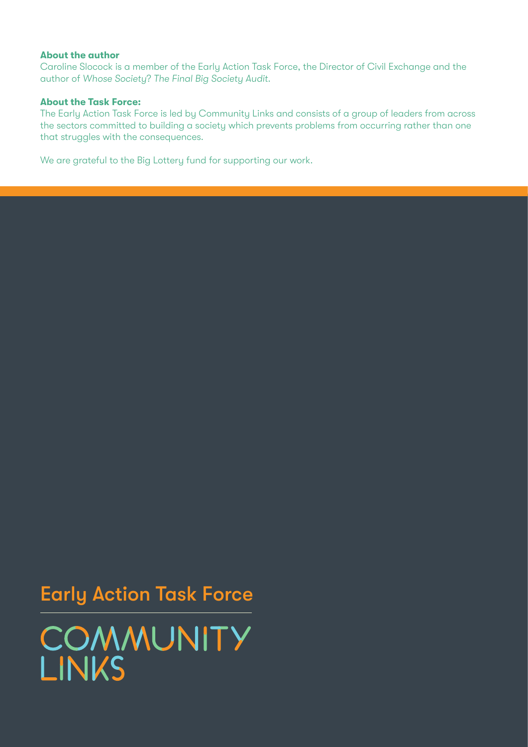**About the author**
Caroline Slocock is a member of the Early Action Task Force, the Director of Civil Exchange and the author of *Whose Society? The Final Big Society Audit*.

**About the Task Force:**
The Early Action Task Force is led by Community Links and consists of a group of leaders from across the sectors committed to building a society which prevents problems from occurring rather than one that struggles with the consequences.

We are grateful to the Big Lottery fund for supporting our work.

Early Action Task Force

COMMUNITY
LINKS